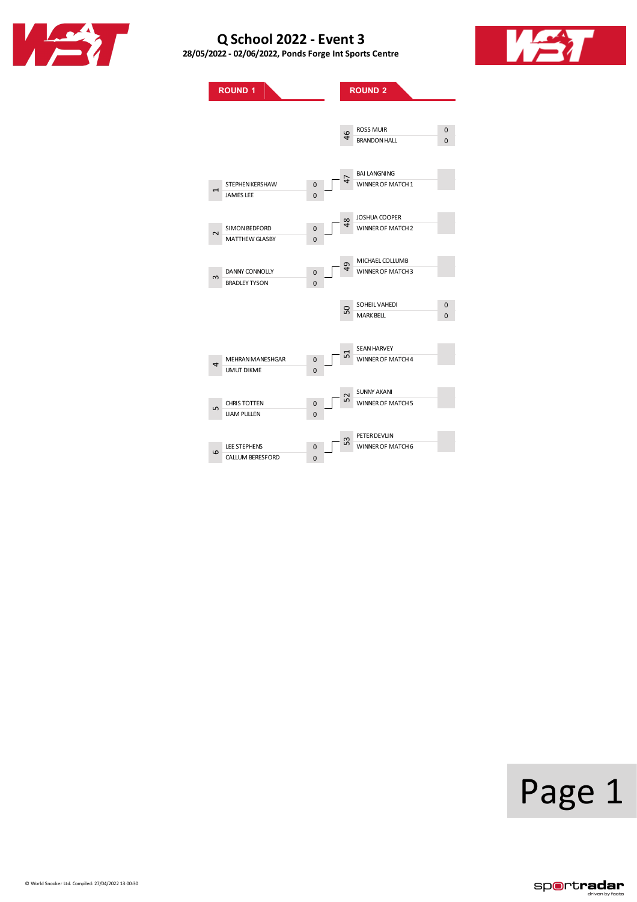# Q School 2022 - Event 3

**28/05/2022 - 02/06/2022, Ponds Forge Int Sports Centre**

## ROUND 1

| Match | Player | Score |
|---|---|---|
| 1 | STEPHEN KERSHAW | 0 |
| | JAMES LEE | 0 |
| 2 | SIMON BEDFORD | 0 |
| | MATTHEW GLASBY | 0 |
| 3 | DANNY CONNOLLY | 0 |
| | BRADLEY TYSON | 0 |
| 4 | MEHRAN MANESHGAR | 0 |
| | UMUT DIKME | 0 |
| 5 | CHRIS TOTTEN | 0 |
| | LIAM PULLEN | 0 |
| 6 | LEE STEPHENS | 0 |
| | CALLUM BERESFORD | 0 |

## ROUND 2

| Match | Player | Score |
|---|---|---|
| 46 | ROSS MUIR | 0 |
| | BRANDON HALL | 0 |
| 47 | BAI LANGNING | |
| | WINNER OF MATCH 1 | |
| 48 | JOSHUA COOPER | |
| | WINNER OF MATCH 2 | |
| 49 | MICHAEL COLLUMB | |
| | WINNER OF MATCH 3 | |
| 50 | SOHEIL VAHEDI | 0 |
| | MARK BELL | 0 |
| 51 | SEAN HARVEY | |
| | WINNER OF MATCH 4 | |
| 52 | SUNNY AKANI | |
| | WINNER OF MATCH 5 | |
| 53 | PETER DEVLIN | |
| | WINNER OF MATCH 6 | |

© World Snooker Ltd. Compiled: 27/04/2022 13:00:30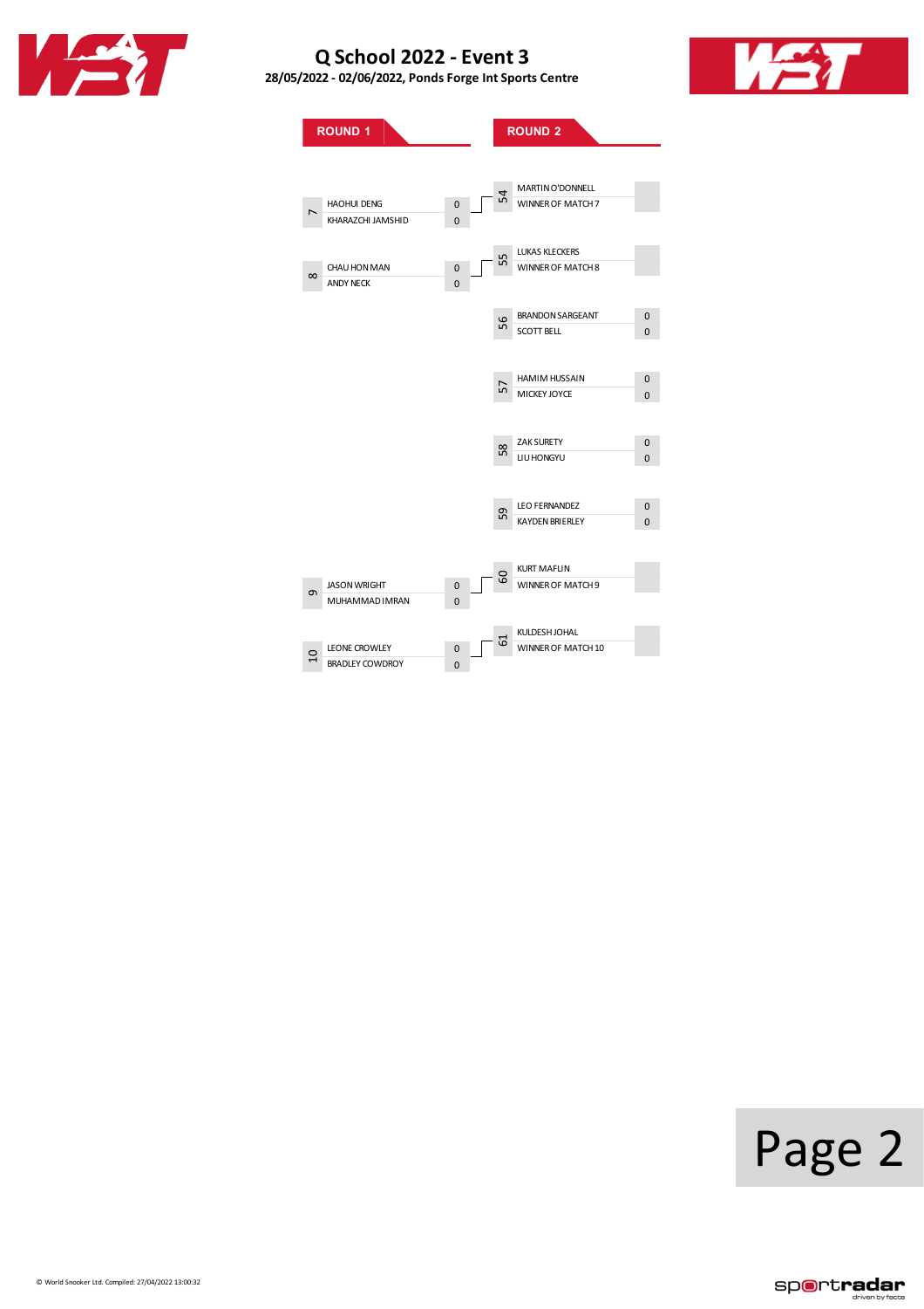# Q School 2022 - Event 3

**28/05/2022 - 02/06/2022, Ponds Forge Int Sports Centre**

## ROUND 1

| Match | Player | Score |
|---|---|---|
| 7 | HAOHUI DENG | 0 |
| | KHARAZCHI JAMSHID | 0 |
| 8 | CHAU HON MAN | 0 |
| | ANDY NECK | 0 |
| 9 | JASON WRIGHT | 0 |
| | MUHAMMAD IMRAN | 0 |
| 10 | LEONE CROWLEY | 0 |
| | BRADLEY COWDROY | 0 |

## ROUND 2

| Match | Player | Score |
|---|---|---|
| 54 | MARTIN O'DONNELL | |
| | WINNER OF MATCH 7 | |
| 55 | LUKAS KLECKERS | |
| | WINNER OF MATCH 8 | |
| 56 | BRANDON SARGEANT | 0 |
| | SCOTT BELL | 0 |
| 57 | HAMIM HUSSAIN | 0 |
| | MICKEY JOYCE | 0 |
| 58 | ZAK SURETY | 0 |
| | LIU HONGYU | 0 |
| 59 | LEO FERNANDEZ | 0 |
| | KAYDEN BRIERLEY | 0 |
| 60 | KURT MAFLIN | |
| | WINNER OF MATCH 9 | |
| 61 | KULDESH JOHAL | |
| | WINNER OF MATCH 10 | |

© World Snooker Ltd. Compiled: 27/04/2022 13:00:32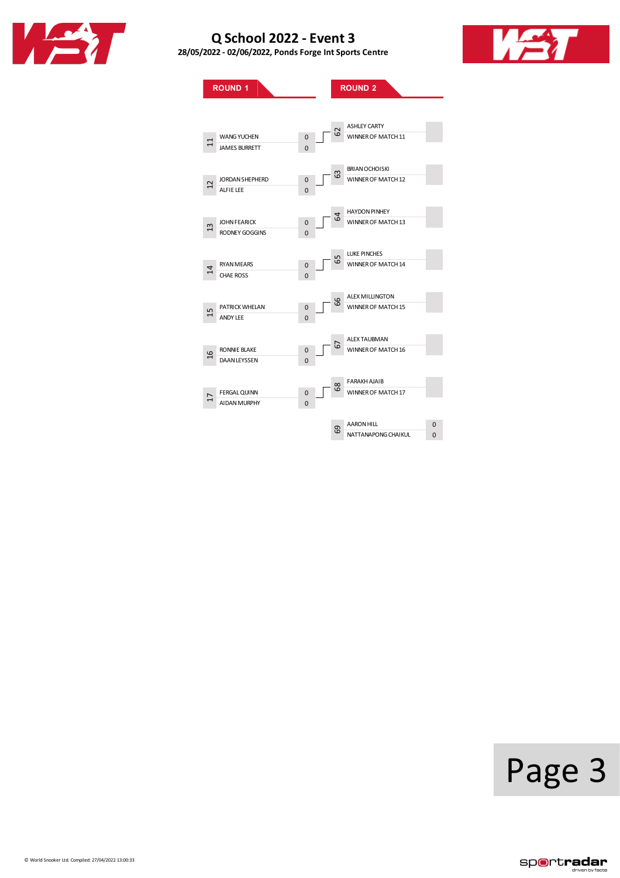# Q School 2022 - Event 3

**28/05/2022 - 02/06/2022, Ponds Forge Int Sports Centre**

## ROUND 1

| Match | Player | Score |
|---|---|---|
| 11 | WANG YUCHEN | 0 |
| | JAMES BURRETT | 0 |
| 12 | JORDAN SHEPHERD | 0 |
| | ALFIE LEE | 0 |
| 13 | JOHN FEARICK | 0 |
| | RODNEY GOGGINS | 0 |
| 14 | RYAN MEARS | 0 |
| | CHAE ROSS | 0 |
| 15 | PATRICK WHELAN | 0 |
| | ANDY LEE | 0 |
| 16 | RONNIE BLAKE | 0 |
| | DAAN LEYSSEN | 0 |
| 17 | FERGAL QUINN | 0 |
| | AIDAN MURPHY | 0 |

## ROUND 2

| Match | Player | Score |
|---|---|---|
| 62 | ASHLEY CARTY | |
| | WINNER OF MATCH 11 | |
| 63 | BRIAN OCHOISKI | |
| | WINNER OF MATCH 12 | |
| 64 | HAYDON PINHEY | |
| | WINNER OF MATCH 13 | |
| 65 | LUKE PINCHES | |
| | WINNER OF MATCH 14 | |
| 66 | ALEX MILLINGTON | |
| | WINNER OF MATCH 15 | |
| 67 | ALEX TAUBMAN | |
| | WINNER OF MATCH 16 | |
| 68 | FARAKH AJAIB | |
| | WINNER OF MATCH 17 | |
| 69 | AARON HILL | 0 |
| | NATTANAPONG CHAIKUL | 0 |

© World Snooker Ltd. Compiled: 27/04/2022 13:00:33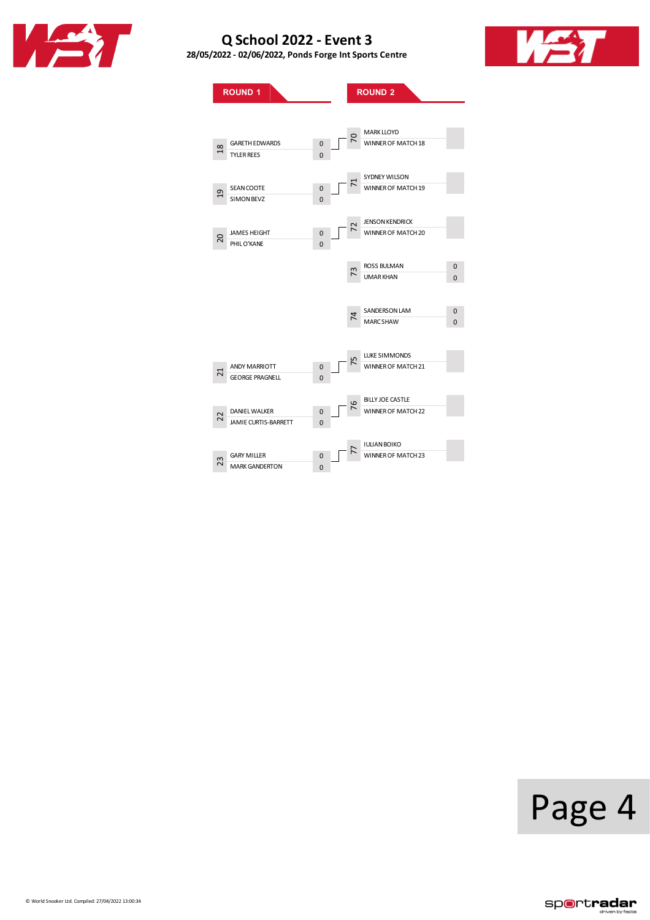# Q School 2022 - Event 3

**28/05/2022 - 02/06/2022, Ponds Forge Int Sports Centre**

## ROUND 1

| Match | Player | Score |
|---|---|---|
| 18 | GARETH EDWARDS | 0 |
| | TYLER REES | 0 |
| 19 | SEAN COOTE | 0 |
| | SIMON BEVZ | 0 |
| 20 | JAMES HEIGHT | 0 |
| | PHIL O'KANE | 0 |
| 21 | ANDY MARRIOTT | 0 |
| | GEORGE PRAGNELL | 0 |
| 22 | DANIEL WALKER | 0 |
| | JAMIE CURTIS-BARRETT | 0 |
| 23 | GARY MILLER | 0 |
| | MARK GANDERTON | 0 |

## ROUND 2

| Match | Player | Score |
|---|---|---|
| 70 | MARK LLOYD | |
| | WINNER OF MATCH 18 | |
| 71 | SYDNEY WILSON | |
| | WINNER OF MATCH 19 | |
| 72 | JENSON KENDRICK | |
| | WINNER OF MATCH 20 | |
| 73 | ROSS BULMAN | 0 |
| | UMAR KHAN | 0 |
| 74 | SANDERSON LAM | 0 |
| | MARC SHAW | 0 |
| 75 | LUKE SIMMONDS | |
| | WINNER OF MATCH 21 | |
| 76 | BILLY JOE CASTLE | |
| | WINNER OF MATCH 22 | |
| 77 | IULIAN BOIKO | |
| | WINNER OF MATCH 23 | |

© World Snooker Ltd. Compiled: 27/04/2022 13:00:34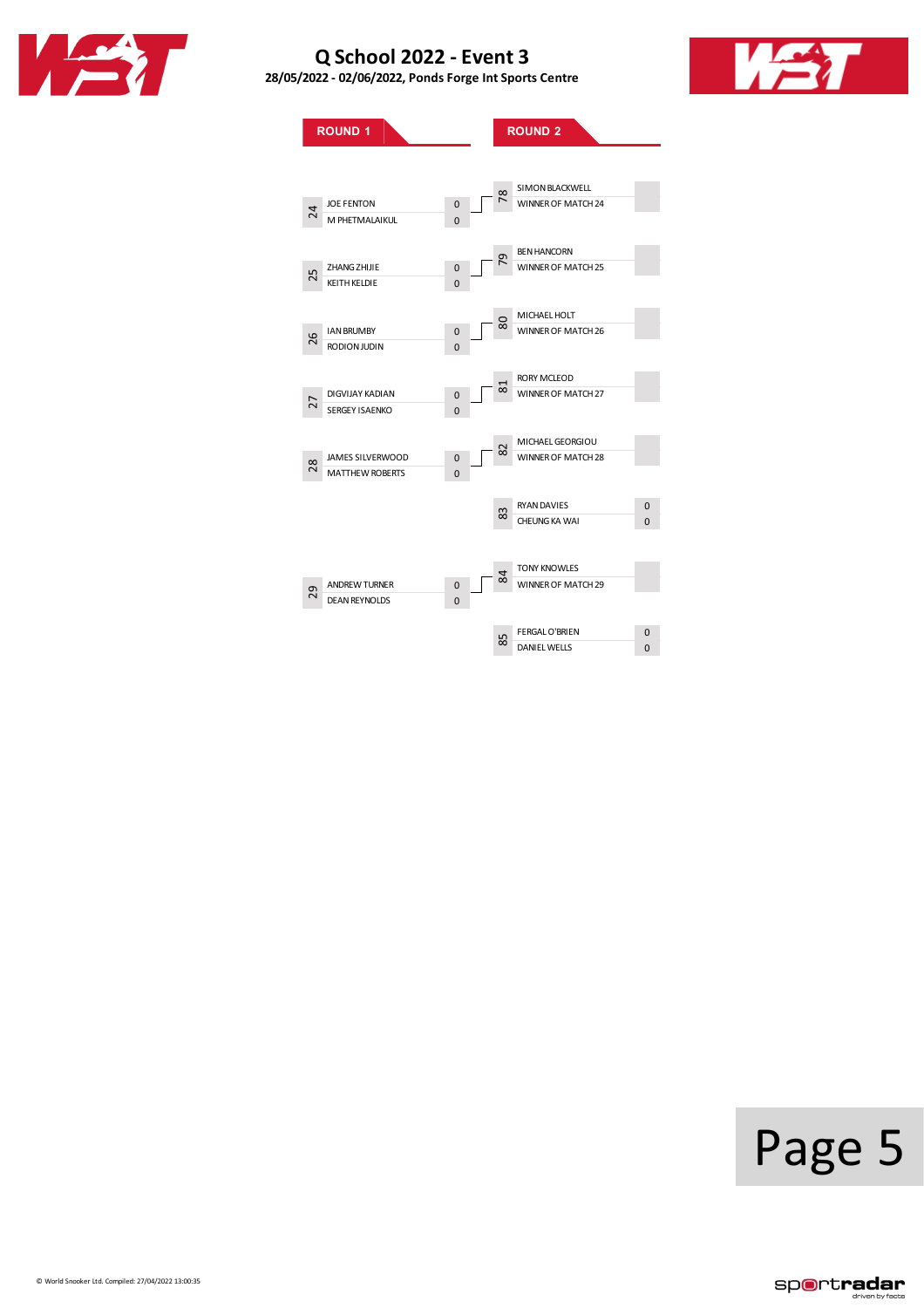# Q School 2022 - Event 3

**28/05/2022 - 02/06/2022, Ponds Forge Int Sports Centre**

## ROUND 1

| Match | Player | Score |
|---|---|---|
| 24 | JOE FENTON | 0 |
| | M PHETMALAIKUL | 0 |
| 25 | ZHANG ZHIJIE | 0 |
| | KEITH KELDIE | 0 |
| 26 | IAN BRUMBY | 0 |
| | RODION JUDIN | 0 |
| 27 | DIGVIJAY KADIAN | 0 |
| | SERGEY ISAENKO | 0 |
| 28 | JAMES SILVERWOOD | 0 |
| | MATTHEW ROBERTS | 0 |
| 29 | ANDREW TURNER | 0 |
| | DEAN REYNOLDS | 0 |

## ROUND 2

| Match | Player | Score |
|---|---|---|
| 78 | SIMON BLACKWELL | |
| | WINNER OF MATCH 24 | |
| 79 | BEN HANCORN | |
| | WINNER OF MATCH 25 | |
| 80 | MICHAEL HOLT | |
| | WINNER OF MATCH 26 | |
| 81 | RORY MCLEOD | |
| | WINNER OF MATCH 27 | |
| 82 | MICHAEL GEORGIOU | |
| | WINNER OF MATCH 28 | |
| 83 | RYAN DAVIES | 0 |
| | CHEUNG KA WAI | 0 |
| 84 | TONY KNOWLES | |
| | WINNER OF MATCH 29 | |
| 85 | FERGAL O'BRIEN | 0 |
| | DANIEL WELLS | 0 |

© World Snooker Ltd. Compiled: 27/04/2022 13:00:35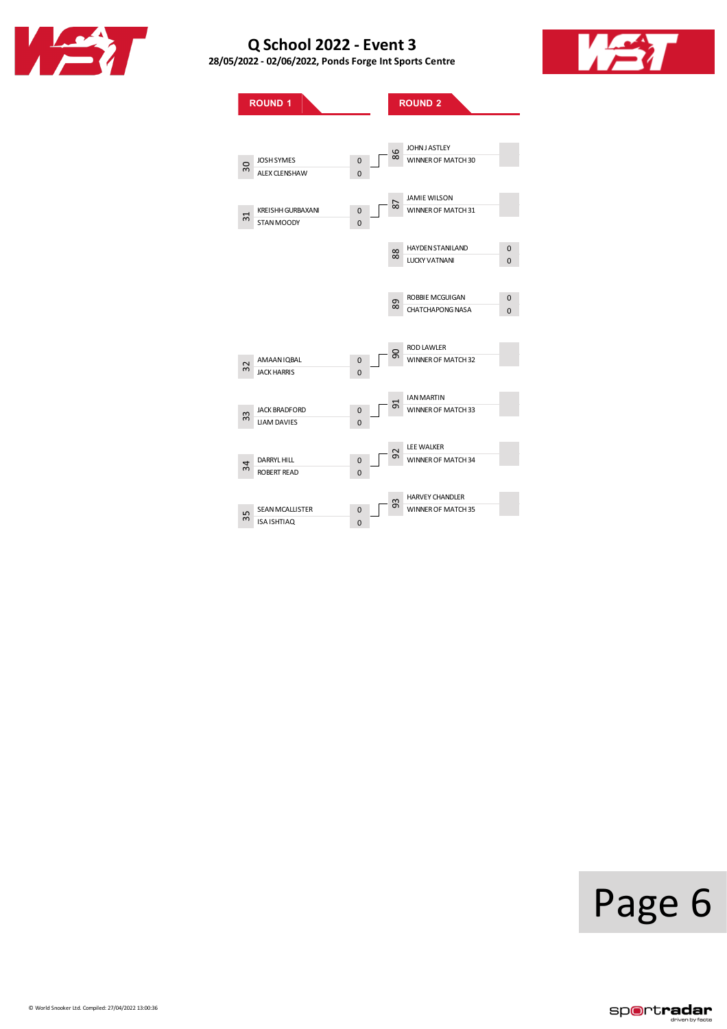# Q School 2022 - Event 3

**28/05/2022 - 02/06/2022, Ponds Forge Int Sports Centre**

## ROUND 1

| Match | Player | Score |
|---|---|---|
| 30 | JOSH SYMES | 0 |
| | ALEX CLENSHAW | 0 |
| 31 | KREISHH GURBAXANI | 0 |
| | STAN MOODY | 0 |
| 32 | AMAAN IQBAL | 0 |
| | JACK HARRIS | 0 |
| 33 | JACK BRADFORD | 0 |
| | LIAM DAVIES | 0 |
| 34 | DARRYL HILL | 0 |
| | ROBERT READ | 0 |
| 35 | SEAN MCALLISTER | 0 |
| | ISA ISHTIAQ | 0 |

## ROUND 2

| Match | Player | Score |
|---|---|---|
| 86 | JOHN J ASTLEY | |
| | WINNER OF MATCH 30 | |
| 87 | JAMIE WILSON | |
| | WINNER OF MATCH 31 | |
| 88 | HAYDEN STANILAND | 0 |
| | LUCKY VATNANI | 0 |
| 89 | ROBBIE MCGUIGAN | 0 |
| | CHATCHAPONG NASA | 0 |
| 90 | ROD LAWLER | |
| | WINNER OF MATCH 32 | |
| 91 | IAN MARTIN | |
| | WINNER OF MATCH 33 | |
| 92 | LEE WALKER | |
| | WINNER OF MATCH 34 | |
| 93 | HARVEY CHANDLER | |
| | WINNER OF MATCH 35 | |

© World Snooker Ltd. Compiled: 27/04/2022 13:00:36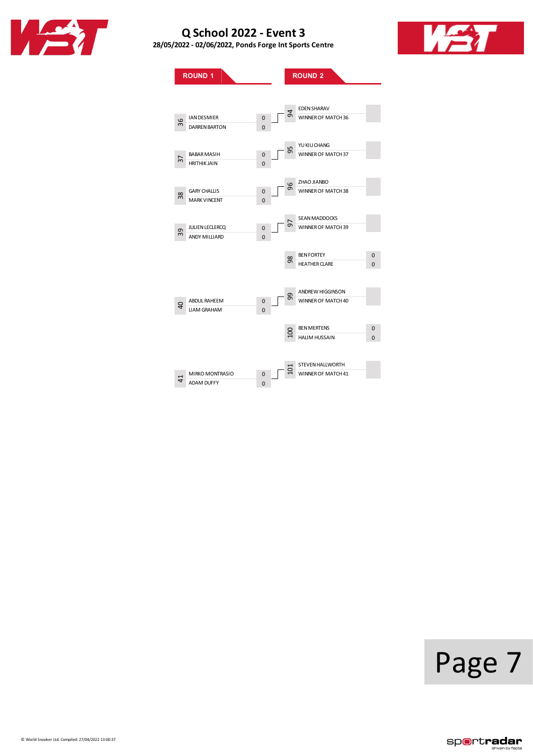# Q School 2022 - Event 3

**28/05/2022 - 02/06/2022, Ponds Forge Int Sports Centre**

## ROUND 1

| Match | Player | Score |
|---|---|---|
| 36 | IAN DESMIER | 0 |
| | DARREN BARTON | 0 |
| 37 | BABAR MASIH | 0 |
| | HRITHIK JAIN | 0 |
| 38 | GARY CHALLIS | 0 |
| | MARK VINCENT | 0 |
| 39 | JULIEN LECLERCQ | 0 |
| | ANDY MILLIARD | 0 |
| 40 | ABDUL RAHEEM | 0 |
| | LIAM GRAHAM | 0 |
| 41 | MIRKO MONTRASIO | 0 |
| | ADAM DUFFY | 0 |

## ROUND 2

| Match | Player | Score |
|---|---|---|
| 94 | EDEN SHARAV | |
| | WINNER OF MATCH 36 | |
| 95 | YU KIU CHANG | |
| | WINNER OF MATCH 37 | |
| 96 | ZHAO JIANBO | |
| | WINNER OF MATCH 38 | |
| 97 | SEAN MADDOCKS | |
| | WINNER OF MATCH 39 | |
| 98 | BEN FORTEY | 0 |
| | HEATHER CLARE | 0 |
| 99 | ANDREW HIGGINSON | |
| | WINNER OF MATCH 40 | |
| 100 | BEN MERTENS | 0 |
| | HALIM HUSSAIN | 0 |
| 101 | STEVEN HALLWORTH | |
| | WINNER OF MATCH 41 | |

© World Snooker Ltd. Compiled: 27/04/2022 13:00:37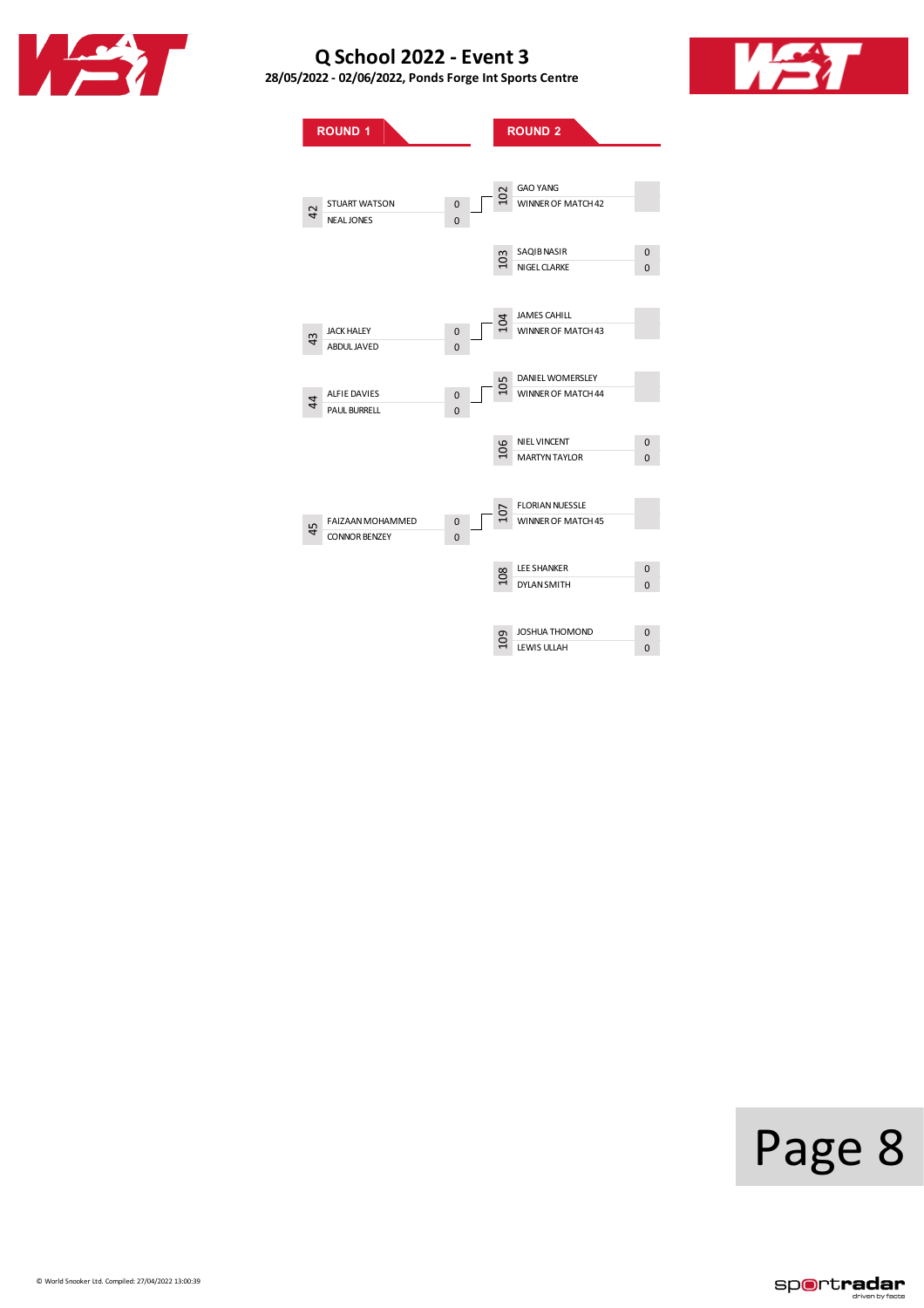# Q School 2022 - Event 3

**28/05/2022 - 02/06/2022, Ponds Forge Int Sports Centre**

## ROUND 1

| Match | Player | Score |
|---|---|---|
| 42 | STUART WATSON | 0 |
| | NEAL JONES | 0 |
| 43 | JACK HALEY | 0 |
| | ABDUL JAVED | 0 |
| 44 | ALFIE DAVIES | 0 |
| | PAUL BURRELL | 0 |
| 45 | FAIZAAN MOHAMMED | 0 |
| | CONNOR BENZEY | 0 |

## ROUND 2

| Match | Player | Score |
|---|---|---|
| 102 | GAO YANG | |
| | WINNER OF MATCH 42 | |
| 103 | SAQIB NASIR | 0 |
| | NIGEL CLARKE | 0 |
| 104 | JAMES CAHILL | |
| | WINNER OF MATCH 43 | |
| 105 | DANIEL WOMERSLEY | |
| | WINNER OF MATCH 44 | |
| 106 | NIEL VINCENT | 0 |
| | MARTYN TAYLOR | 0 |
| 107 | FLORIAN NUESSLE | |
| | WINNER OF MATCH 45 | |
| 108 | LEE SHANKER | 0 |
| | DYLAN SMITH | 0 |
| 109 | JOSHUA THOMOND | 0 |
| | LEWIS ULLAH | 0 |

© World Snooker Ltd. Compiled: 27/04/2022 13:00:39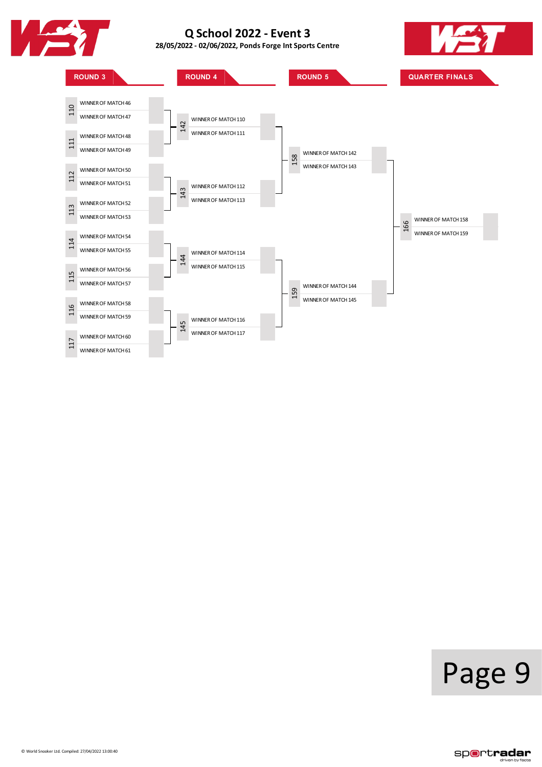# Q School 2022 - Event 3

**28/05/2022 - 02/06/2022, Ponds Forge Int Sports Centre**

## ROUND 3

| Match | Players |
|---|---|
| 110 | WINNER OF MATCH 46 |
| | WINNER OF MATCH 47 |
| 111 | WINNER OF MATCH 48 |
| | WINNER OF MATCH 49 |
| 112 | WINNER OF MATCH 50 |
| | WINNER OF MATCH 51 |
| 113 | WINNER OF MATCH 52 |
| | WINNER OF MATCH 53 |
| 114 | WINNER OF MATCH 54 |
| | WINNER OF MATCH 55 |
| 115 | WINNER OF MATCH 56 |
| | WINNER OF MATCH 57 |
| 116 | WINNER OF MATCH 58 |
| | WINNER OF MATCH 59 |
| 117 | WINNER OF MATCH 60 |
| | WINNER OF MATCH 61 |

## ROUND 4

| Match | Players |
|---|---|
| 142 | WINNER OF MATCH 110 |
| | WINNER OF MATCH 111 |
| 143 | WINNER OF MATCH 112 |
| | WINNER OF MATCH 113 |
| 144 | WINNER OF MATCH 114 |
| | WINNER OF MATCH 115 |
| 145 | WINNER OF MATCH 116 |
| | WINNER OF MATCH 117 |

## ROUND 5

| Match | Players |
|---|---|
| 158 | WINNER OF MATCH 142 |
| | WINNER OF MATCH 143 |
| 159 | WINNER OF MATCH 144 |
| | WINNER OF MATCH 145 |

## QUARTER FINALS

| Match | Players |
|---|---|
| 166 | WINNER OF MATCH 158 |
| | WINNER OF MATCH 159 |

© World Snooker Ltd. Compiled: 27/04/2022 13:00:40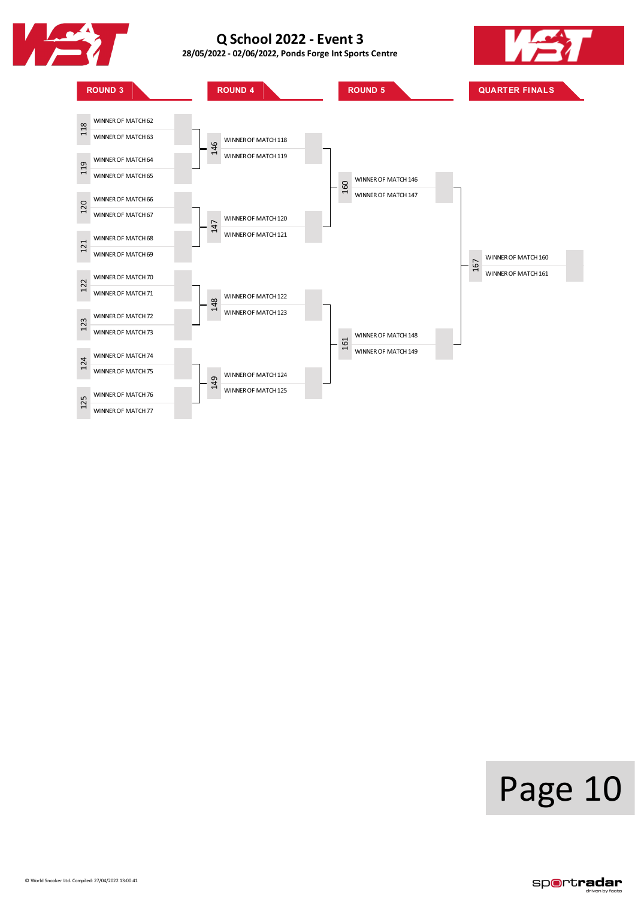# Q School 2022 - Event 3

**28/05/2022 - 02/06/2022, Ponds Forge Int Sports Centre**

## ROUND 3

| Match | Players |
| --- | --- |
| 118 | WINNER OF MATCH 62 |
| | WINNER OF MATCH 63 |
| 119 | WINNER OF MATCH 64 |
| | WINNER OF MATCH 65 |
| 120 | WINNER OF MATCH 66 |
| | WINNER OF MATCH 67 |
| 121 | WINNER OF MATCH 68 |
| | WINNER OF MATCH 69 |
| 122 | WINNER OF MATCH 70 |
| | WINNER OF MATCH 71 |
| 123 | WINNER OF MATCH 72 |
| | WINNER OF MATCH 73 |
| 124 | WINNER OF MATCH 74 |
| | WINNER OF MATCH 75 |
| 125 | WINNER OF MATCH 76 |
| | WINNER OF MATCH 77 |

## ROUND 4

| Match | Players |
| --- | --- |
| 146 | WINNER OF MATCH 118 |
| | WINNER OF MATCH 119 |
| 147 | WINNER OF MATCH 120 |
| | WINNER OF MATCH 121 |
| 148 | WINNER OF MATCH 122 |
| | WINNER OF MATCH 123 |
| 149 | WINNER OF MATCH 124 |
| | WINNER OF MATCH 125 |

## ROUND 5

| Match | Players |
| --- | --- |
| 160 | WINNER OF MATCH 146 |
| | WINNER OF MATCH 147 |
| 161 | WINNER OF MATCH 148 |
| | WINNER OF MATCH 149 |

## QUARTER FINALS

| Match | Players |
| --- | --- |
| 167 | WINNER OF MATCH 160 |
| | WINNER OF MATCH 161 |

© World Snooker Ltd. Compiled: 27/04/2022 13:00:41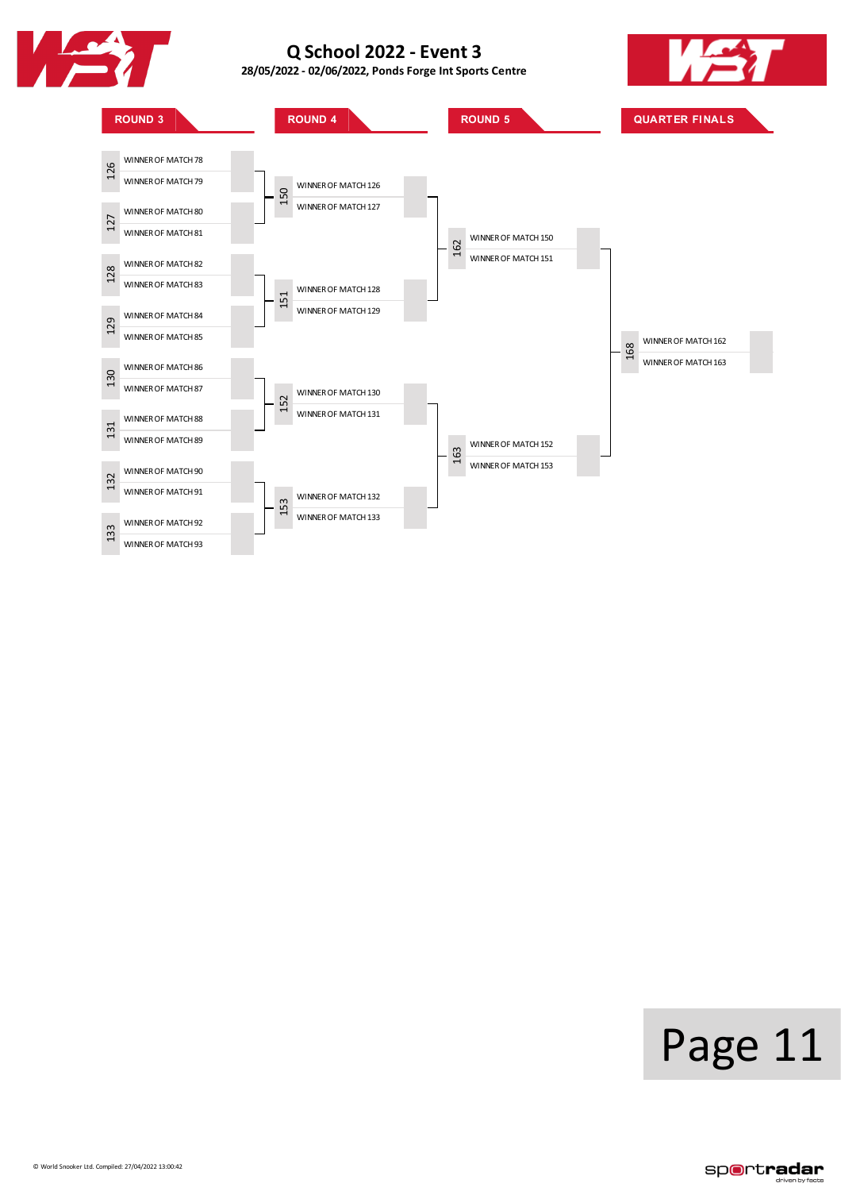# Q School 2022 - Event 3

**28/05/2022 - 02/06/2022, Ponds Forge Int Sports Centre**

## ROUND 3

| Match | Player |
|---|---|
| 126 | WINNER OF MATCH 78 |
| | WINNER OF MATCH 79 |
| 127 | WINNER OF MATCH 80 |
| | WINNER OF MATCH 81 |
| 128 | WINNER OF MATCH 82 |
| | WINNER OF MATCH 83 |
| 129 | WINNER OF MATCH 84 |
| | WINNER OF MATCH 85 |
| 130 | WINNER OF MATCH 86 |
| | WINNER OF MATCH 87 |
| 131 | WINNER OF MATCH 88 |
| | WINNER OF MATCH 89 |
| 132 | WINNER OF MATCH 90 |
| | WINNER OF MATCH 91 |
| 133 | WINNER OF MATCH 92 |
| | WINNER OF MATCH 93 |

## ROUND 4

| Match | Player |
|---|---|
| 150 | WINNER OF MATCH 126 |
| | WINNER OF MATCH 127 |
| 151 | WINNER OF MATCH 128 |
| | WINNER OF MATCH 129 |
| 152 | WINNER OF MATCH 130 |
| | WINNER OF MATCH 131 |
| 153 | WINNER OF MATCH 132 |
| | WINNER OF MATCH 133 |

## ROUND 5

| Match | Player |
|---|---|
| 162 | WINNER OF MATCH 150 |
| | WINNER OF MATCH 151 |
| 163 | WINNER OF MATCH 152 |
| | WINNER OF MATCH 153 |

## QUARTER FINALS

| Match | Player |
|---|---|
| 168 | WINNER OF MATCH 162 |
| | WINNER OF MATCH 163 |

© World Snooker Ltd. Compiled: 27/04/2022 13:00:42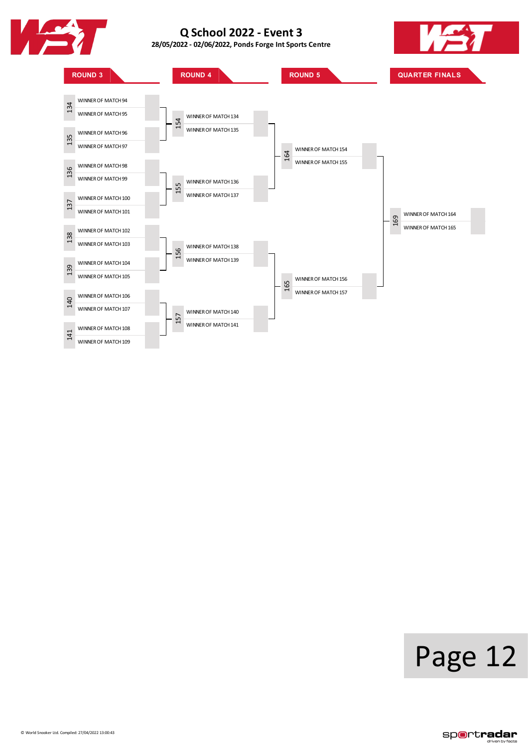# Q School 2022 - Event 3

**28/05/2022 - 02/06/2022, Ponds Forge Int Sports Centre**

## ROUND 3

| Match | Players |
|---|---|
| 134 | WINNER OF MATCH 94 |
| | WINNER OF MATCH 95 |
| 135 | WINNER OF MATCH 96 |
| | WINNER OF MATCH 97 |
| 136 | WINNER OF MATCH 98 |
| | WINNER OF MATCH 99 |
| 137 | WINNER OF MATCH 100 |
| | WINNER OF MATCH 101 |
| 138 | WINNER OF MATCH 102 |
| | WINNER OF MATCH 103 |
| 139 | WINNER OF MATCH 104 |
| | WINNER OF MATCH 105 |
| 140 | WINNER OF MATCH 106 |
| | WINNER OF MATCH 107 |
| 141 | WINNER OF MATCH 108 |
| | WINNER OF MATCH 109 |

## ROUND 4

| Match | Players |
|---|---|
| 154 | WINNER OF MATCH 134 |
| | WINNER OF MATCH 135 |
| 155 | WINNER OF MATCH 136 |
| | WINNER OF MATCH 137 |
| 156 | WINNER OF MATCH 138 |
| | WINNER OF MATCH 139 |
| 157 | WINNER OF MATCH 140 |
| | WINNER OF MATCH 141 |

## ROUND 5

| Match | Players |
|---|---|
| 164 | WINNER OF MATCH 154 |
| | WINNER OF MATCH 155 |
| 165 | WINNER OF MATCH 156 |
| | WINNER OF MATCH 157 |

## QUARTER FINALS

| Match | Players |
|---|---|
| 169 | WINNER OF MATCH 164 |
| | WINNER OF MATCH 165 |

© World Snooker Ltd. Compiled: 27/04/2022 13:00:43